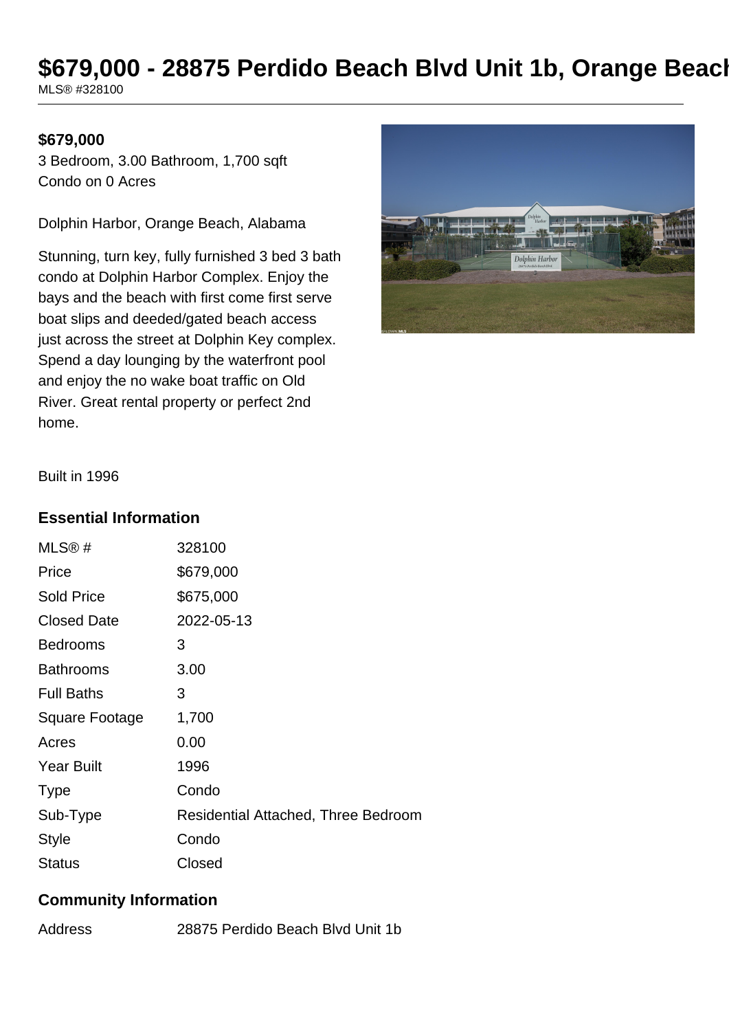# $679,000 - 28875 Perdido Beach Blvd Unit 1b, Orange Beach

MLS® #328100

**$679,000**

3 Bedroom, 3.00 Bathroom, 1,700 sqft
Condo on 0 Acres

Dolphin Harbor, Orange Beach, Alabama

Stunning, turn key, fully furnished 3 bed 3 bath condo at Dolphin Harbor Complex. Enjoy the bays and the beach with first come first serve boat slips and deeded/gated beach access just across the street at Dolphin Key complex. Spend a day lounging by the waterfront pool and enjoy the no wake boat traffic on Old River. Great rental property or perfect 2nd home.

Built in 1996

## Essential Information

| | |
|---|---|
| MLS® # | 328100 |
| Price | $679,000 |
| Sold Price | $675,000 |
| Closed Date | 2022-05-13 |
| Bedrooms | 3 |
| Bathrooms | 3.00 |
| Full Baths | 3 |
| Square Footage | 1,700 |
| Acres | 0.00 |
| Year Built | 1996 |
| Type | Condo |
| Sub-Type | Residential Attached, Three Bedroom |
| Style | Condo |
| Status | Closed |

## Community Information

| | |
|---|---|
| Address | 28875 Perdido Beach Blvd Unit 1b |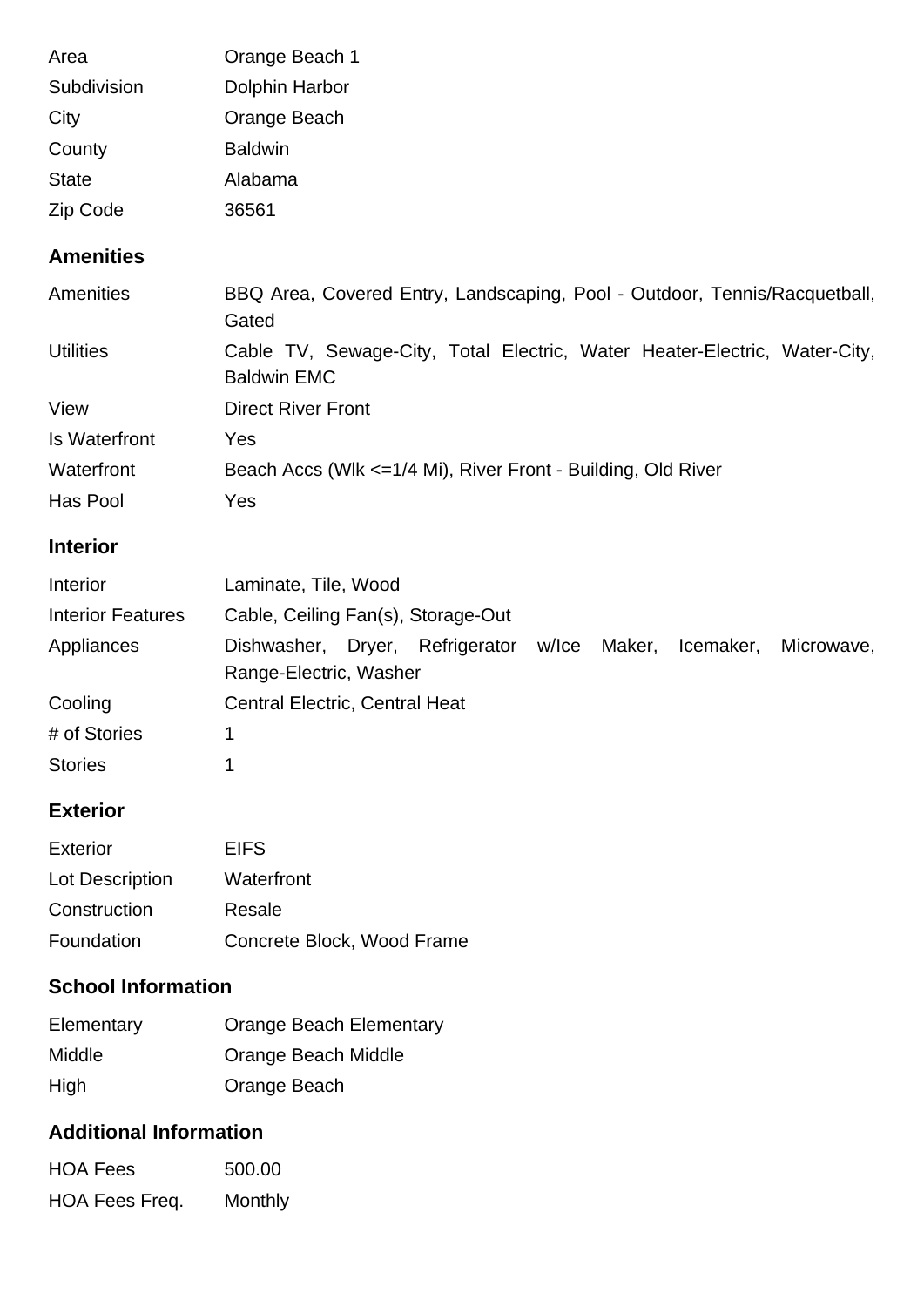| | |
|---|---|
| Area | Orange Beach 1 |
| Subdivision | Dolphin Harbor |
| City | Orange Beach |
| County | Baldwin |
| State | Alabama |
| Zip Code | 36561 |

## Amenities

| | |
|---|---|
| Amenities | BBQ Area, Covered Entry, Landscaping, Pool - Outdoor, Tennis/Racquetball, Gated |
| Utilities | Cable TV, Sewage-City, Total Electric, Water Heater-Electric, Water-City, Baldwin EMC |
| View | Direct River Front |
| Is Waterfront | Yes |
| Waterfront | Beach Accs (Wlk <=1/4 Mi), River Front - Building, Old River |
| Has Pool | Yes |

## Interior

| | |
|---|---|
| Interior | Laminate, Tile, Wood |
| Interior Features | Cable, Ceiling Fan(s), Storage-Out |
| Appliances | Dishwasher, Dryer, Refrigerator w/Ice Maker, Icemaker, Microwave, Range-Electric, Washer |
| Cooling | Central Electric, Central Heat |
| # of Stories | 1 |
| Stories | 1 |

## Exterior

| | |
|---|---|
| Exterior | EIFS |
| Lot Description | Waterfront |
| Construction | Resale |
| Foundation | Concrete Block, Wood Frame |

## School Information

| | |
|---|---|
| Elementary | Orange Beach Elementary |
| Middle | Orange Beach Middle |
| High | Orange Beach |

## Additional Information

| | |
|---|---|
| HOA Fees | 500.00 |
| HOA Fees Freq. | Monthly |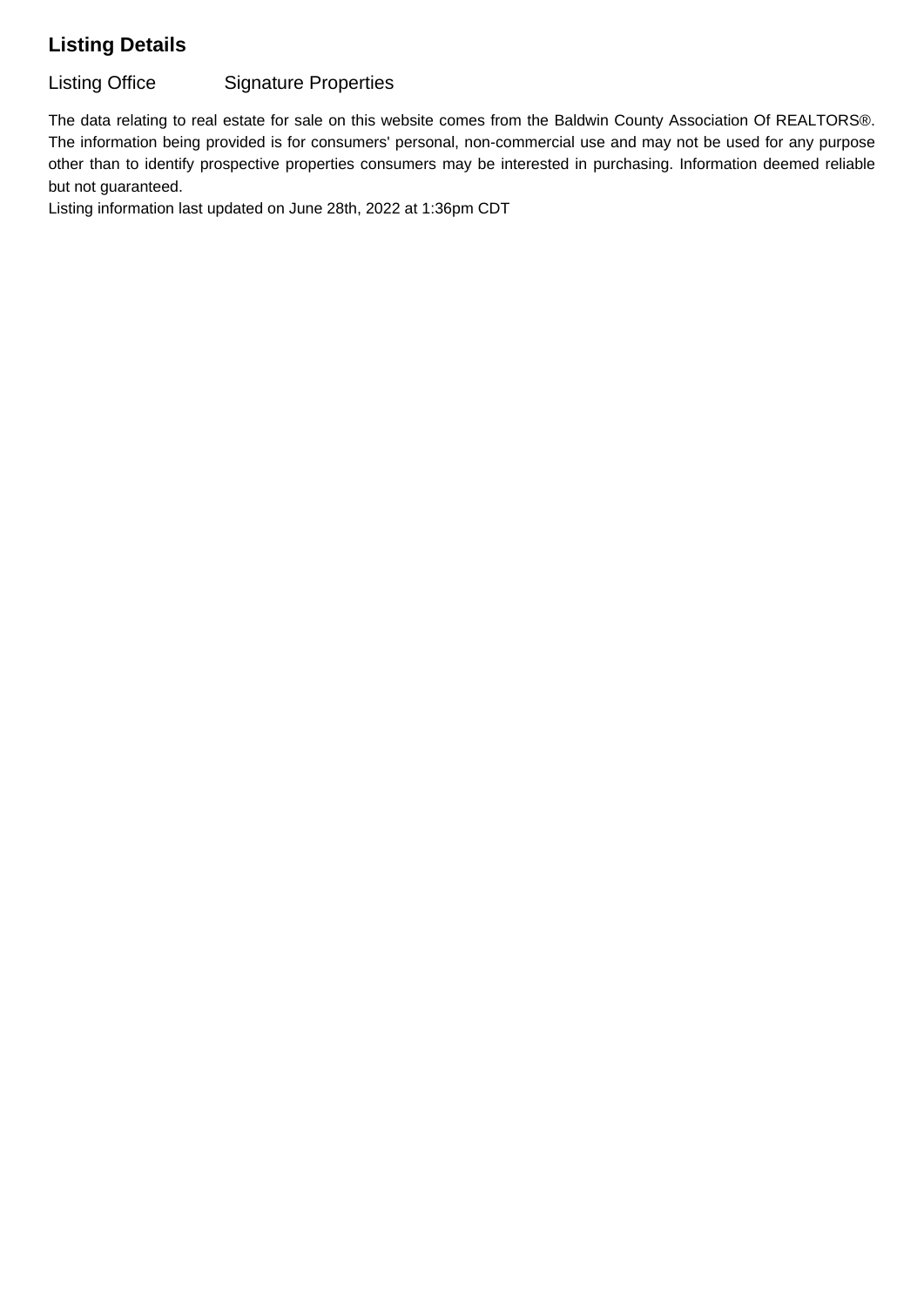## Listing Details

| | |
|---|---|
| Listing Office | Signature Properties |

The data relating to real estate for sale on this website comes from the Baldwin County Association Of REALTORS®. The information being provided is for consumers' personal, non-commercial use and may not be used for any purpose other than to identify prospective properties consumers may be interested in purchasing. Information deemed reliable but not guaranteed.

Listing information last updated on June 28th, 2022 at 1:36pm CDT